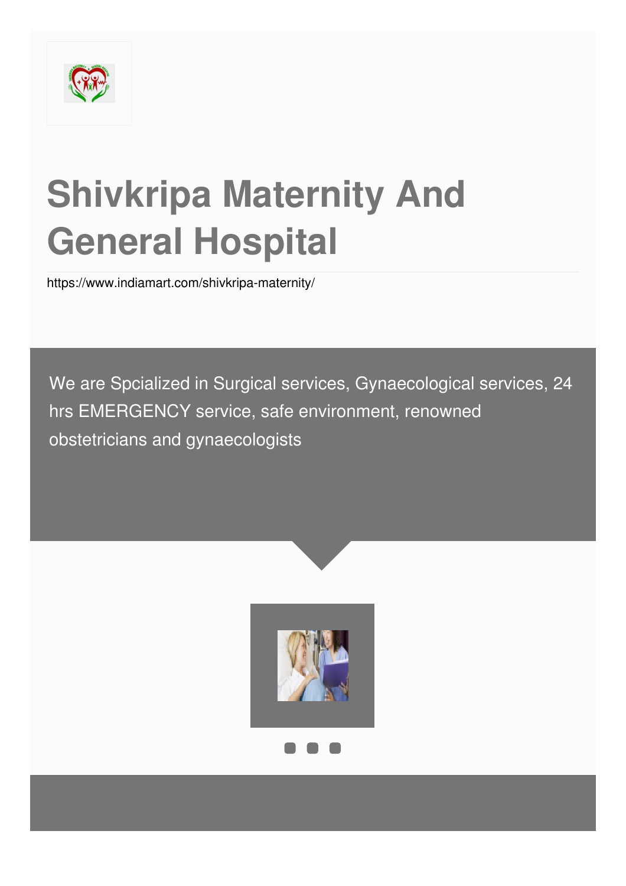# Shivkripa Maternity And General Hospital

https://www.indiamart.com/shivkripa-maternity/

We are Spcialized in Surgical services, Gynaecological services, 24 hrs EMERGENCY service, safe environment, renowned obstetricians and gynaecologists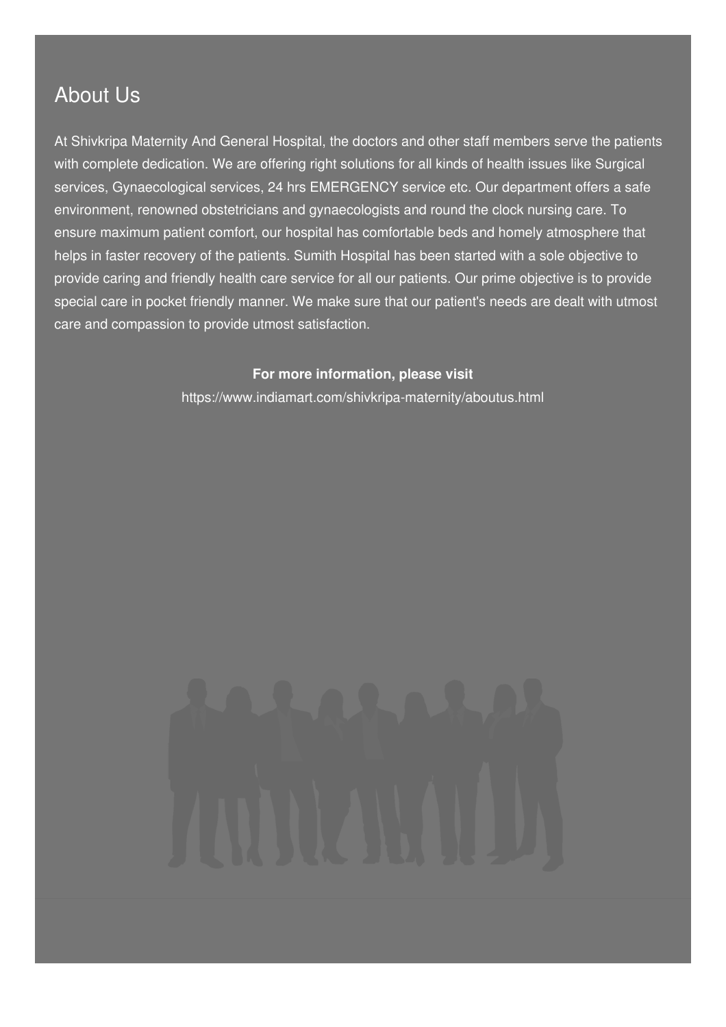## About Us

At Shivkripa Maternity And General Hospital, the doctors and other staff members serve the patients with complete dedication. We are offering right solutions for all kinds of health issues like Surgical services, Gynaecological services, 24 hrs EMERGENCY service etc. Our department offers a safe environment, renowned obstetricians and gynaecologists and round the clock nursing care. To ensure maximum patient comfort, our hospital has comfortable beds and homely atmosphere that helps in faster recovery of the patients. Sumith Hospital has been started with a sole objective to provide caring and friendly health care service for all our patients. Our prime objective is to provide special care in pocket friendly manner. We make sure that our patient's needs are dealt with utmost care and compassion to provide utmost satisfaction.

**For more information, please visit**

https://www.indiamart.com/shivkripa-maternity/aboutus.html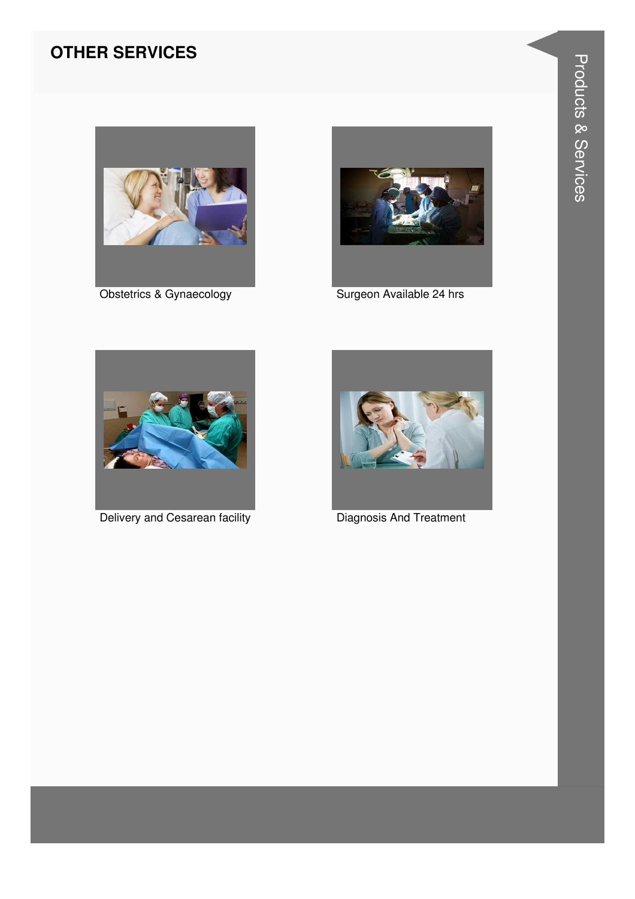## OTHER SERVICES

Obstetrics & Gynaecology

Surgeon Available 24 hrs

Delivery and Cesarean facility

Diagnosis And Treatment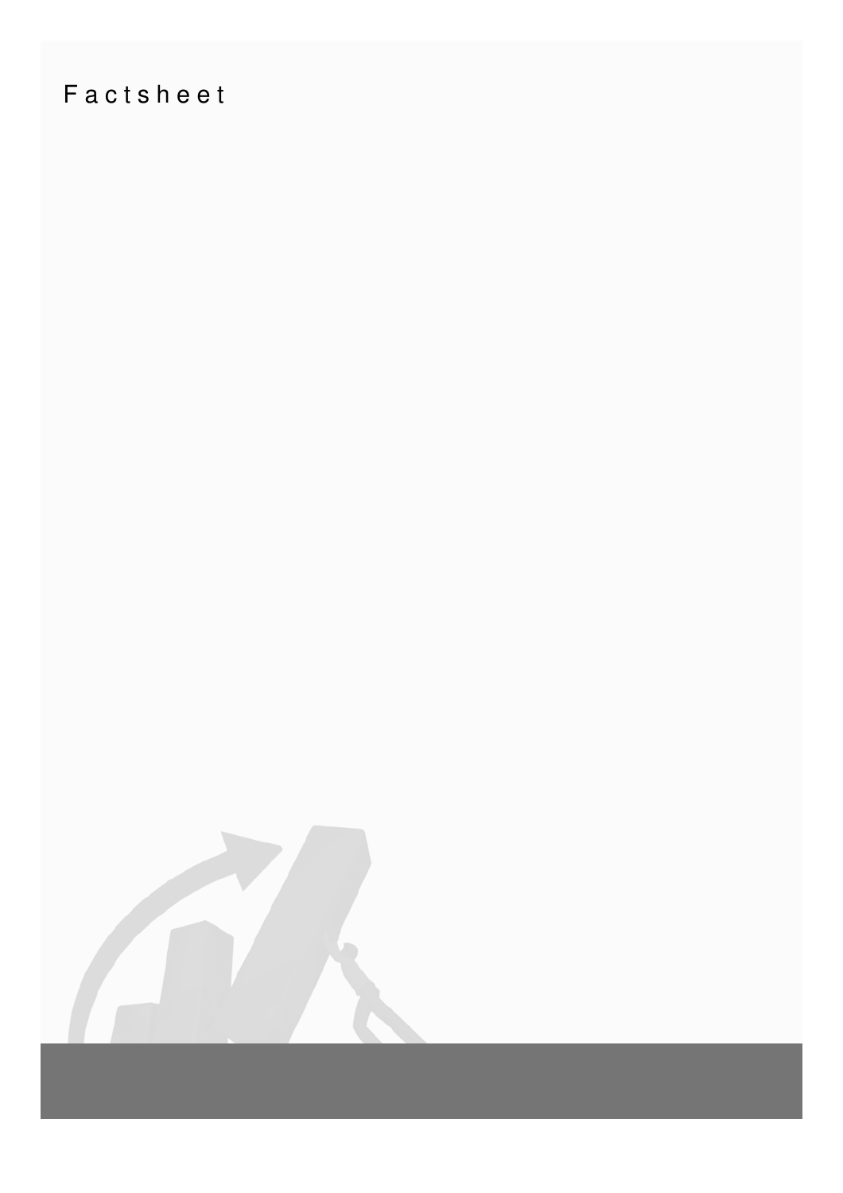Factsheet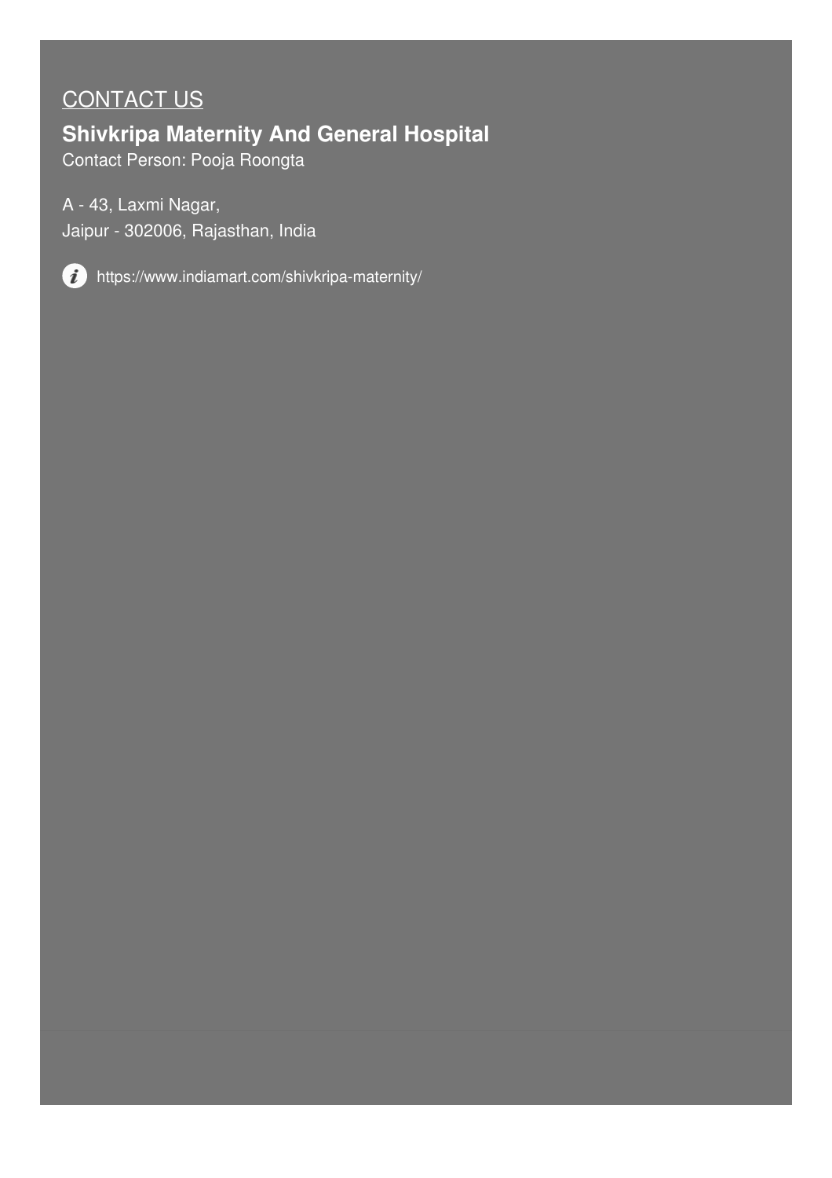## CONTACT US

### Shivkripa Maternity And General Hospital

Contact Person: Pooja Roongta

A - 43, Laxmi Nagar,
Jaipur - 302006, Rajasthan, India

https://www.indiamart.com/shivkripa-maternity/